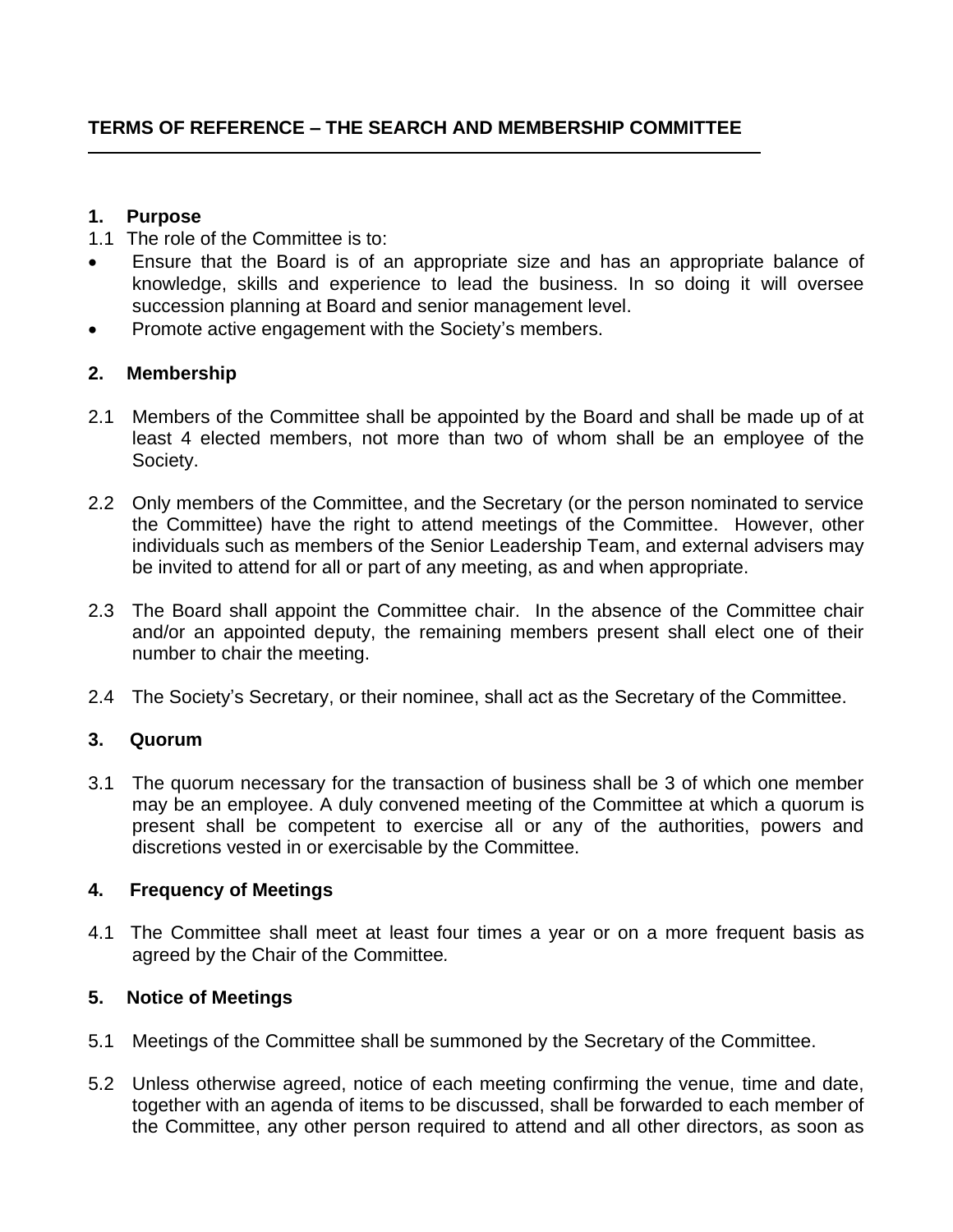# TERMS OF REFERENCE – THE SEARCH AND MEMBERSHIP COMMITTEE

## 1. Purpose

1.1 The role of the Committee is to:

- Ensure that the Board is of an appropriate size and has an appropriate balance of knowledge, skills and experience to lead the business. In so doing it will oversee succession planning at Board and senior management level.
- Promote active engagement with the Society's members.

## 2. Membership

2.1 Members of the Committee shall be appointed by the Board and shall be made up of at least 4 elected members, not more than two of whom shall be an employee of the Society.

2.2 Only members of the Committee, and the Secretary (or the person nominated to service the Committee) have the right to attend meetings of the Committee. However, other individuals such as members of the Senior Leadership Team, and external advisers may be invited to attend for all or part of any meeting, as and when appropriate.

2.3 The Board shall appoint the Committee chair. In the absence of the Committee chair and/or an appointed deputy, the remaining members present shall elect one of their number to chair the meeting.

2.4 The Society's Secretary, or their nominee, shall act as the Secretary of the Committee.

## 3. Quorum

3.1 The quorum necessary for the transaction of business shall be 3 of which one member may be an employee. A duly convened meeting of the Committee at which a quorum is present shall be competent to exercise all or any of the authorities, powers and discretions vested in or exercisable by the Committee.

## 4. Frequency of Meetings

4.1 The Committee shall meet at least four times a year or on a more frequent basis as agreed by the Chair of the Committee.

## 5. Notice of Meetings

5.1 Meetings of the Committee shall be summoned by the Secretary of the Committee.

5.2 Unless otherwise agreed, notice of each meeting confirming the venue, time and date, together with an agenda of items to be discussed, shall be forwarded to each member of the Committee, any other person required to attend and all other directors, as soon as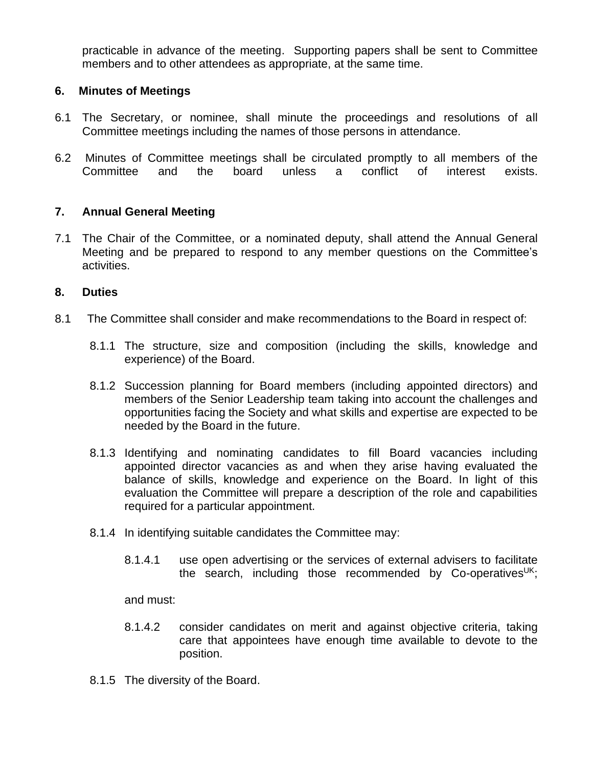practicable in advance of the meeting. Supporting papers shall be sent to Committee members and to other attendees as appropriate, at the same time.

## 6. Minutes of Meetings

6.1 The Secretary, or nominee, shall minute the proceedings and resolutions of all Committee meetings including the names of those persons in attendance.

6.2 Minutes of Committee meetings shall be circulated promptly to all members of the Committee and the board unless a conflict of interest exists.

## 7. Annual General Meeting

7.1 The Chair of the Committee, or a nominated deputy, shall attend the Annual General Meeting and be prepared to respond to any member questions on the Committee's activities.

## 8. Duties

8.1 The Committee shall consider and make recommendations to the Board in respect of:

8.1.1 The structure, size and composition (including the skills, knowledge and experience) of the Board.

8.1.2 Succession planning for Board members (including appointed directors) and members of the Senior Leadership team taking into account the challenges and opportunities facing the Society and what skills and expertise are expected to be needed by the Board in the future.

8.1.3 Identifying and nominating candidates to fill Board vacancies including appointed director vacancies as and when they arise having evaluated the balance of skills, knowledge and experience on the Board. In light of this evaluation the Committee will prepare a description of the role and capabilities required for a particular appointment.

8.1.4 In identifying suitable candidates the Committee may:

8.1.4.1 use open advertising or the services of external advisers to facilitate the search, including those recommended by Co-operatives[UK];

and must:

8.1.4.2 consider candidates on merit and against objective criteria, taking care that appointees have enough time available to devote to the position.

8.1.5 The diversity of the Board.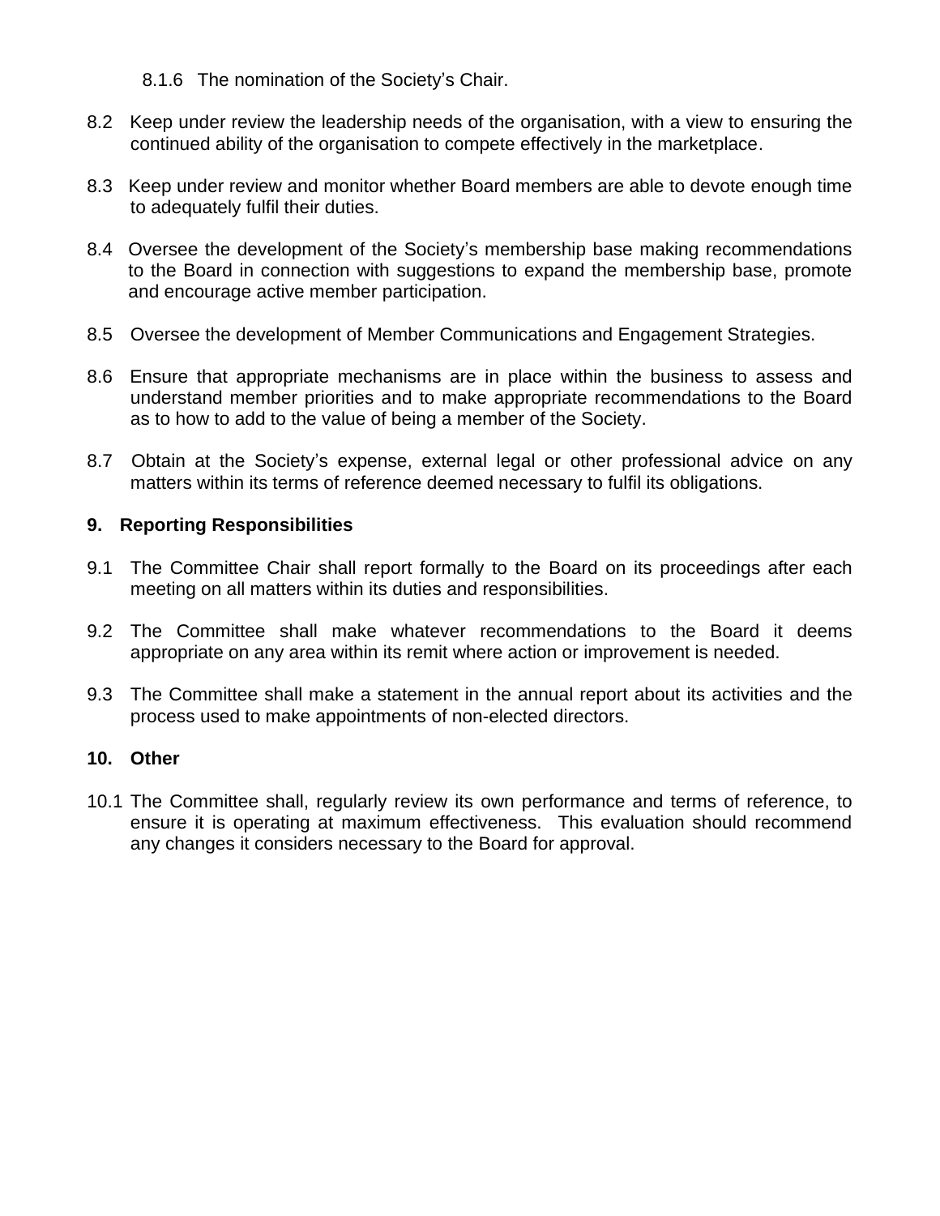8.1.6 The nomination of the Society's Chair.

8.2 Keep under review the leadership needs of the organisation, with a view to ensuring the continued ability of the organisation to compete effectively in the marketplace.

8.3 Keep under review and monitor whether Board members are able to devote enough time to adequately fulfil their duties.

8.4 Oversee the development of the Society's membership base making recommendations to the Board in connection with suggestions to expand the membership base, promote and encourage active member participation.

8.5 Oversee the development of Member Communications and Engagement Strategies.

8.6 Ensure that appropriate mechanisms are in place within the business to assess and understand member priorities and to make appropriate recommendations to the Board as to how to add to the value of being a member of the Society.

8.7 Obtain at the Society's expense, external legal or other professional advice on any matters within its terms of reference deemed necessary to fulfil its obligations.

## 9. Reporting Responsibilities

9.1 The Committee Chair shall report formally to the Board on its proceedings after each meeting on all matters within its duties and responsibilities.

9.2 The Committee shall make whatever recommendations to the Board it deems appropriate on any area within its remit where action or improvement is needed.

9.3 The Committee shall make a statement in the annual report about its activities and the process used to make appointments of non-elected directors.

## 10. Other

10.1 The Committee shall, regularly review its own performance and terms of reference, to ensure it is operating at maximum effectiveness. This evaluation should recommend any changes it considers necessary to the Board for approval.